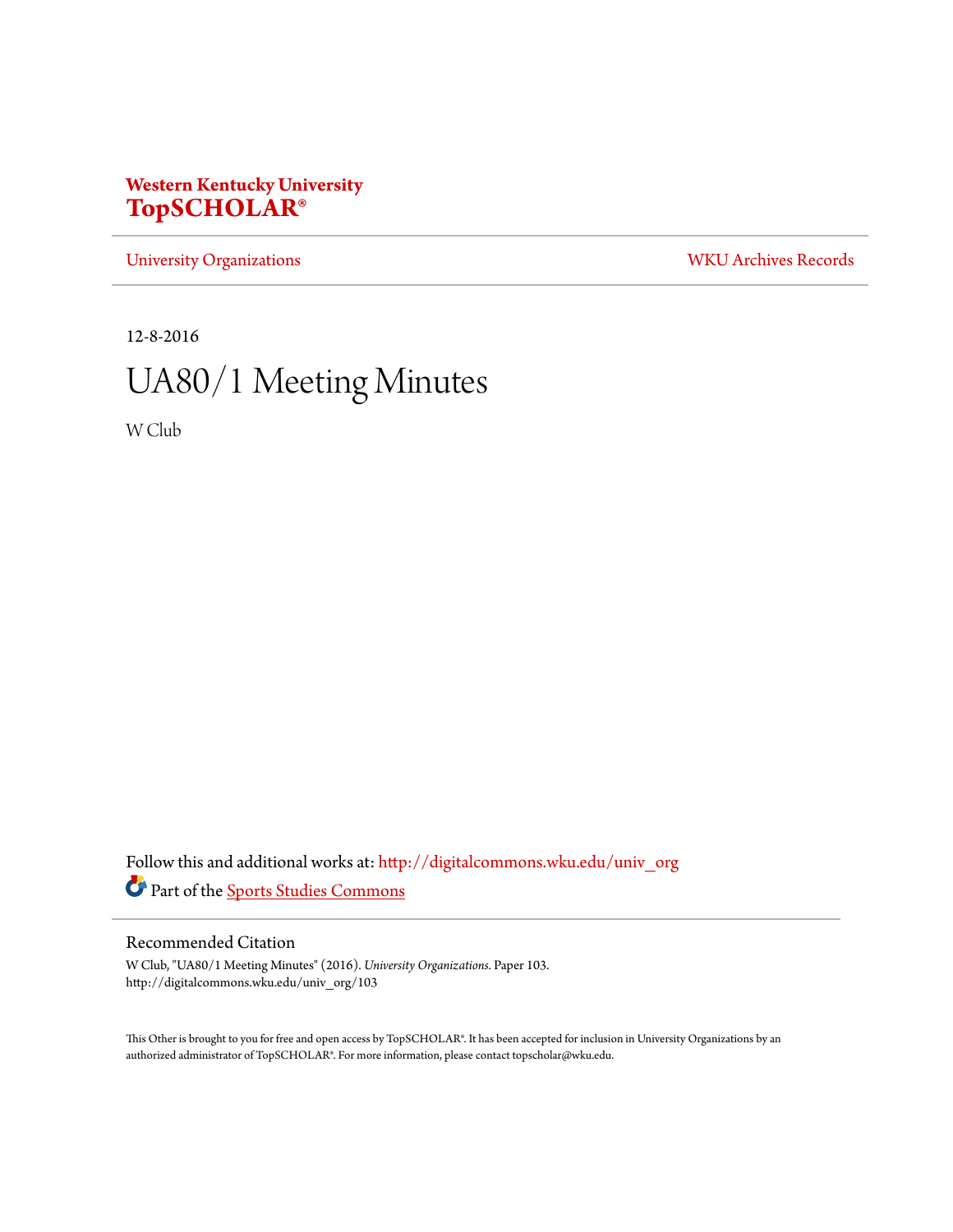**Western Kentucky University**
**TopSCHOLAR®**

University Organizations | WKU Archives Records

12-8-2016

# UA80/1 Meeting Minutes

W Club

Follow this and additional works at: http://digitalcommons.wku.edu/univ_org

Part of the Sports Studies Commons

## Recommended Citation

W Club, "UA80/1 Meeting Minutes" (2016). *University Organizations.* Paper 103.
http://digitalcommons.wku.edu/univ_org/103

This Other is brought to you for free and open access by TopSCHOLAR®. It has been accepted for inclusion in University Organizations by an authorized administrator of TopSCHOLAR®. For more information, please contact topscholar@wku.edu.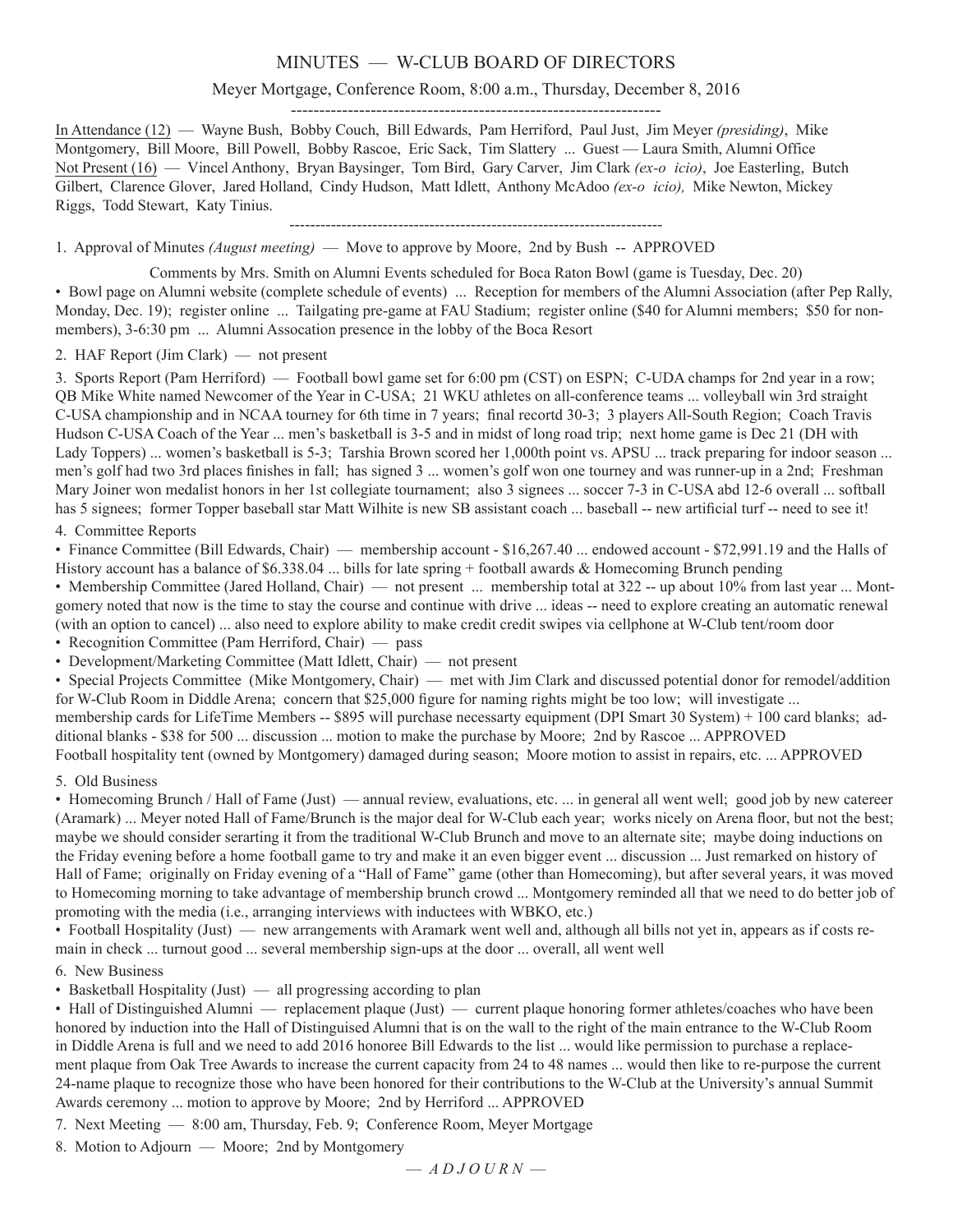# MINUTES — W-CLUB BOARD OF DIRECTORS

Meyer Mortgage, Conference Room, 8:00 a.m., Thursday, December 8, 2016

-----------------------------------------------------------------

In Attendance (12) — Wayne Bush, Bobby Couch, Bill Edwards, Pam Herriford, Paul Just, Jim Meyer *(presiding)*, Mike Montgomery, Bill Moore, Bill Powell, Bobby Rascoe, Eric Sack, Tim Slattery ... Guest — Laura Smith, Alumni Office
Not Present (16) — Vincel Anthony, Bryan Baysinger, Tom Bird, Gary Carver, Jim Clark *(ex-o icio)*, Joe Easterling, Butch Gilbert, Clarence Glover, Jared Holland, Cindy Hudson, Matt Idlett, Anthony McAdoo *(ex-o icio),* Mike Newton, Mickey Riggs, Todd Stewart, Katy Tinius.

-----------------------------------------------------------------------

1. Approval of Minutes *(August meeting)* — Move to approve by Moore, 2nd by Bush -- APPROVED

Comments by Mrs. Smith on Alumni Events scheduled for Boca Raton Bowl (game is Tuesday, Dec. 20)

• Bowl page on Alumni website (complete schedule of events) ... Reception for members of the Alumni Association (after Pep Rally, Monday, Dec. 19); register online ... Tailgating pre-game at FAU Stadium; register online ($40 for Alumni members; $50 for non-members), 3-6:30 pm ... Alumni Assocation presence in the lobby of the Boca Resort

2. HAF Report (Jim Clark) — not present

3. Sports Report (Pam Herriford) — Football bowl game set for 6:00 pm (CST) on ESPN; C-UDA champs for 2nd year in a row; QB Mike White named Newcomer of the Year in C-USA; 21 WKU athletes on all-conference teams ... volleyball win 3rd straight C-USA championship and in NCAA tourney for 6th time in 7 years; final recortd 30-3; 3 players All-South Region; Coach Travis Hudson C-USA Coach of the Year ... men's basketball is 3-5 and in midst of long road trip; next home game is Dec 21 (DH with Lady Toppers) ... women's basketball is 5-3; Tarshia Brown scored her 1,000th point vs. APSU ... track preparing for indoor season ... men's golf had two 3rd places finishes in fall; has signed 3 ... women's golf won one tourney and was runner-up in a 2nd; Freshman Mary Joiner won medalist honors in her 1st collegiate tournament; also 3 signees ... soccer 7-3 in C-USA abd 12-6 overall ... softball has 5 signees; former Topper baseball star Matt Wilhite is new SB assistant coach ... baseball -- new artificial turf -- need to see it!

4. Committee Reports

• Finance Committee (Bill Edwards, Chair) — membership account - $16,267.40 ... endowed account - $72,991.19 and the Halls of History account has a balance of $6.338.04 ... bills for late spring + football awards & Homecoming Brunch pending

• Membership Committee (Jared Holland, Chair) — not present ... membership total at 322 -- up about 10% from last year ... Montgomery noted that now is the time to stay the course and continue with drive ... ideas -- need to explore creating an automatic renewal (with an option to cancel) ... also need to explore ability to make credit credit swipes via cellphone at W-Club tent/room door

• Recognition Committee (Pam Herriford, Chair) — pass

• Development/Marketing Committee (Matt Idlett, Chair) — not present

• Special Projects Committee (Mike Montgomery, Chair) — met with Jim Clark and discussed potential donor for remodel/addition for W-Club Room in Diddle Arena; concern that $25,000 figure for naming rights might be too low; will investigate ... membership cards for LifeTime Members -- $895 will purchase necessarty equipment (DPI Smart 30 System) + 100 card blanks; additional blanks - $38 for 500 ... discussion ... motion to make the purchase by Moore; 2nd by Rascoe ... APPROVED
Football hospitality tent (owned by Montgomery) damaged during season; Moore motion to assist in repairs, etc. ... APPROVED

5. Old Business

• Homecoming Brunch / Hall of Fame (Just) — annual review, evaluations, etc. ... in general all went well; good job by new catereer (Aramark) ... Meyer noted Hall of Fame/Brunch is the major deal for W-Club each year; works nicely on Arena floor, but not the best; maybe we should consider serarting it from the traditional W-Club Brunch and move to an alternate site; maybe doing inductions on the Friday evening before a home football game to try and make it an even bigger event ... discussion ... Just remarked on history of Hall of Fame; originally on Friday evening of a "Hall of Fame" game (other than Homecoming), but after several years, it was moved to Homecoming morning to take advantage of membership brunch crowd ... Montgomery reminded all that we need to do better job of promoting with the media (i.e., arranging interviews with inductees with WBKO, etc.)

• Football Hospitality (Just) — new arrangements with Aramark went well and, although all bills not yet in, appears as if costs remain in check ... turnout good ... several membership sign-ups at the door ... overall, all went well

6. New Business

• Basketball Hospitality (Just) — all progressing according to plan

• Hall of Distinguished Alumni — replacement plaque (Just) — current plaque honoring former athletes/coaches who have been honored by induction into the Hall of Distinguised Alumni that is on the wall to the right of the main entrance to the W-Club Room in Diddle Arena is full and we need to add 2016 honoree Bill Edwards to the list ... would like permission to purchase a replacement plaque from Oak Tree Awards to increase the current capacity from 24 to 48 names ... would then like to re-purpose the current 24-name plaque to recognize those who have been honored for their contributions to the W-Club at the University's annual Summit Awards ceremony ... motion to approve by Moore; 2nd by Herriford ... APPROVED

7. Next Meeting — 8:00 am, Thursday, Feb. 9; Conference Room, Meyer Mortgage

8. Motion to Adjourn — Moore; 2nd by Montgomery

*— A D J O U R N —*